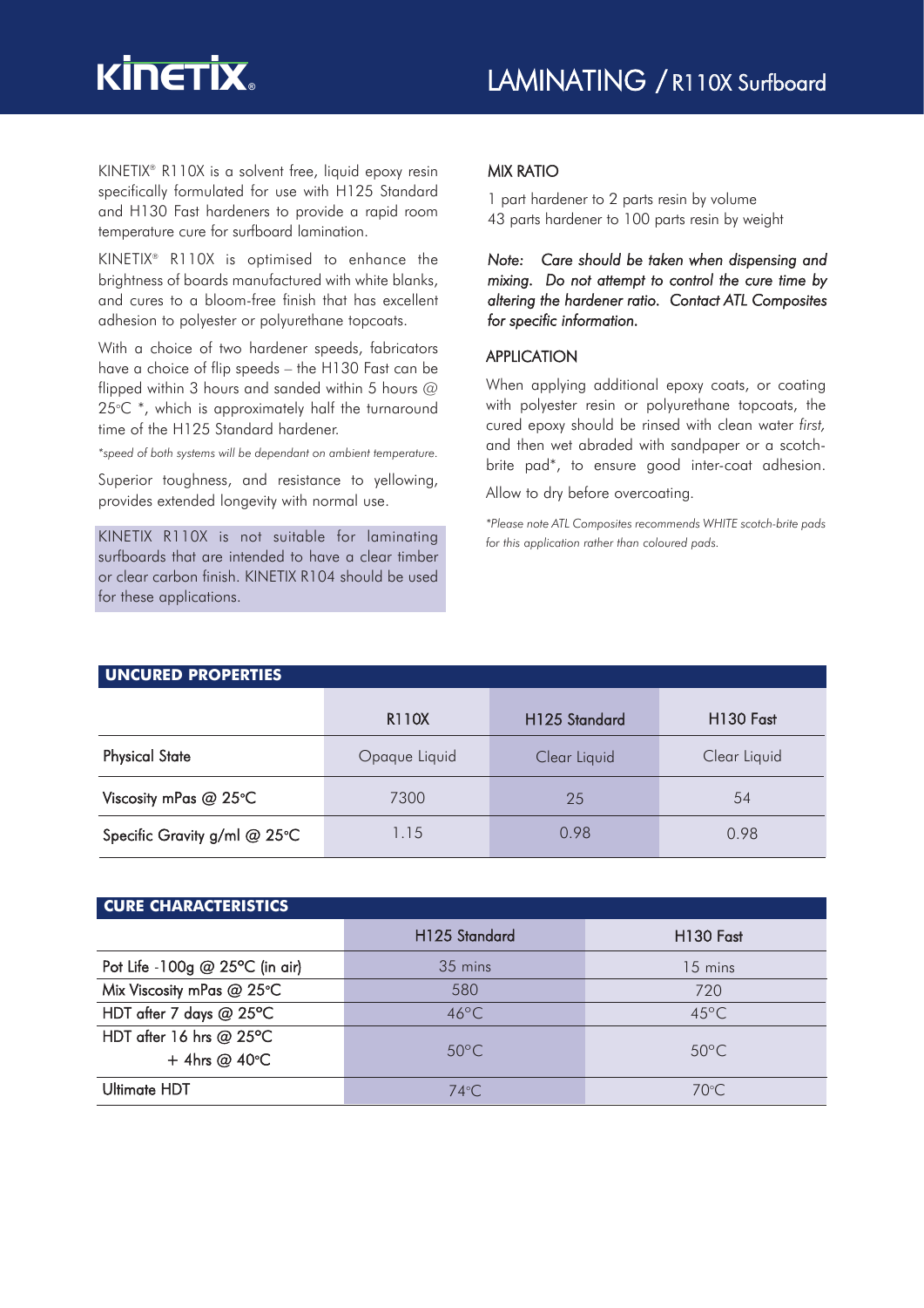# LAMINATING / R110X Surfboard

KINETIX® R110X is a solvent free, liquid epoxy resin specifically formulated for use with H125 Standard and H130 Fast hardeners to provide a rapid room temperature cure for surfboard lamination.

KINETIX® R110X is optimised to enhance the brightness of boards manufactured with white blanks, and cures to a bloom-free finish that has excellent adhesion to polyester or polyurethane topcoats.

With a choice of two hardener speeds, fabricators have a choice of flip speeds – the H130 Fast can be flipped within 3 hours and sanded within 5 hours @ 25°C *, which is approximately half the turnaround time of the H125 Standard hardener.

*\*speed of both systems will be dependant on ambient temperature.*

Superior toughness, and resistance to yellowing, provides extended longevity with normal use.

KINETIX R110X is not suitable for laminating surfboards that are intended to have a clear timber or clear carbon finish. KINETIX R104 should be used for these applications.

## MIX RATIO

1 part hardener to 2 parts resin by volume
43 parts hardener to 100 parts resin by weight

*Note: Care should be taken when dispensing and mixing. Do not attempt to control the cure time by altering the hardener ratio. Contact ATL Composites for specific information.*

## APPLICATION

When applying additional epoxy coats, or coating with polyester resin or polyurethane topcoats, the cured epoxy should be rinsed with clean water *first,* and then wet abraded with sandpaper or a scotch-brite pad*, to ensure good inter-coat adhesion.

Allow to dry before overcoating.

*\*Please note ATL Composites recommends WHITE scotch-brite pads for this application rather than coloured pads.*

## UNCURED PROPERTIES

| | R110X | H125 Standard | H130 Fast |
|---|---|---|---|
| Physical State | Opaque Liquid | Clear Liquid | Clear Liquid |
| Viscosity mPas @ 25°C | 7300 | 25 | 54 |
| Specific Gravity g/ml @ 25°C | 1.15 | 0.98 | 0.98 |

## CURE CHARACTERISTICS

| | H125 Standard | H130 Fast |
|---|---|---|
| Pot Life -100g @ 25°C (in air) | 35 mins | 15 mins |
| Mix Viscosity mPas @ 25°C | 580 | 720 |
| HDT after 7 days @ 25°C | 46°C | 45°C |
| HDT after 16 hrs @ 25°C + 4hrs @ 40°C | 50°C | 50°C |
| Ultimate HDT | 74°C | 70°C |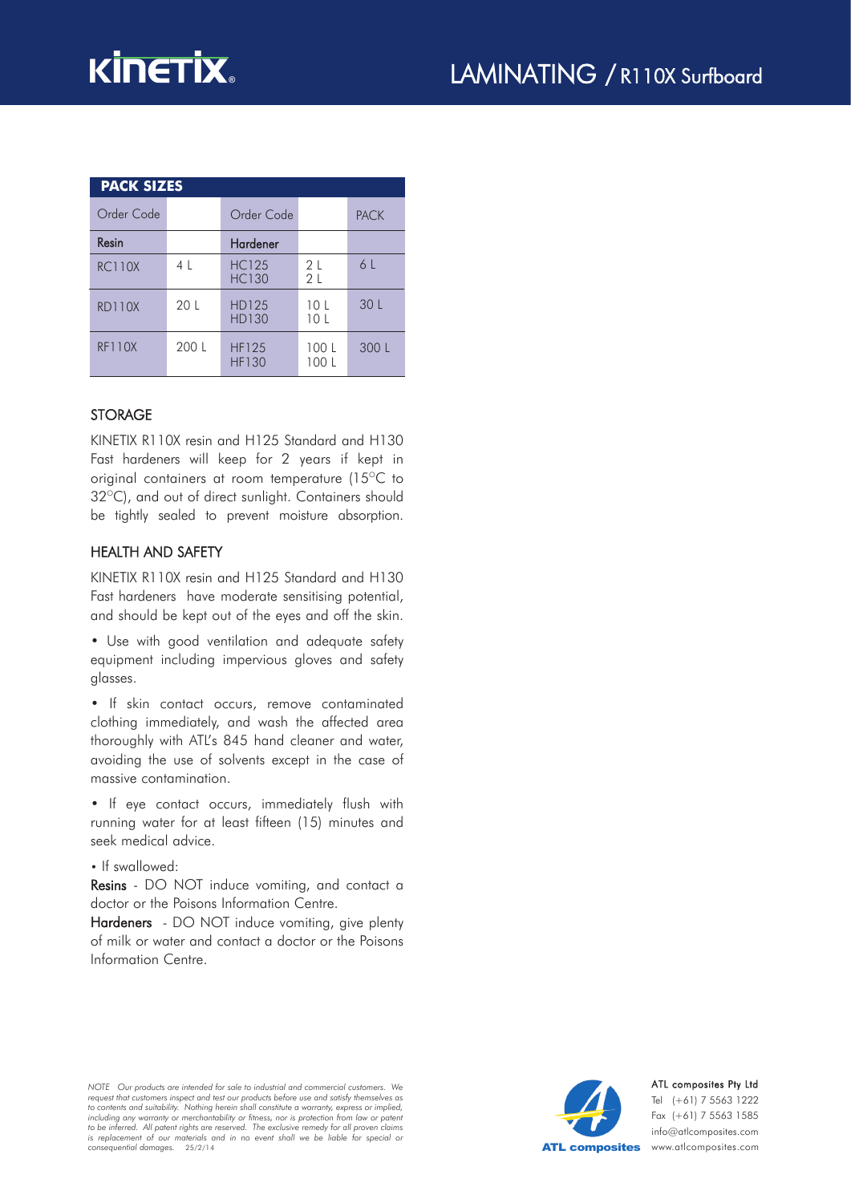## PACK SIZES

| Order Code | | Order Code | | PACK |
|---|---|---|---|---|
| **Resin** | | **Hardener** | | |
| RC110X | 4 L | HC125<br>HC130 | 2 L<br>2 L | 6 L |
| RD110X | 20 L | HD125<br>HD130 | 10 L<br>10 L | 30 L |
| RF110X | 200 L | HF125<br>HF130 | 100 L<br>100 L | 300 L |

## STORAGE

KINETIX R110X resin and H125 Standard and H130 Fast hardeners will keep for 2 years if kept in original containers at room temperature (15°C to 32°C), and out of direct sunlight. Containers should be tightly sealed to prevent moisture absorption.

## HEALTH AND SAFETY

KINETIX R110X resin and H125 Standard and H130 Fast hardeners have moderate sensitising potential, and should be kept out of the eyes and off the skin.

- Use with good ventilation and adequate safety equipment including impervious gloves and safety glasses.
- If skin contact occurs, remove contaminated clothing immediately, and wash the affected area thoroughly with ATL's 845 hand cleaner and water, avoiding the use of solvents except in the case of massive contamination.
- If eye contact occurs, immediately flush with running water for at least fifteen (15) minutes and seek medical advice.
- If swallowed:

**Resins** - DO NOT induce vomiting, and contact a doctor or the Poisons Information Centre.

**Hardeners** - DO NOT induce vomiting, give plenty of milk or water and contact a doctor or the Poisons Information Centre.

*NOTE Our products are intended for sale to industrial and commercial customers. We request that customers inspect and test our products before use and satisfy themselves as to contents and suitability. Nothing herein shall constitute a warranty, express or implied, including any warranty or merchantability or fitness, nor is protection from law or patent to be inferred. All patent rights are reserved. The exclusive remedy for all proven claims is replacement of our materials and in no event shall we be liable for special or consequential damages. 25/2/14*

ATL composites Pty Ltd
Tel (+61) 7 5563 1222
Fax (+61) 7 5563 1585
info@atlcomposites.com
www.atlcomposites.com